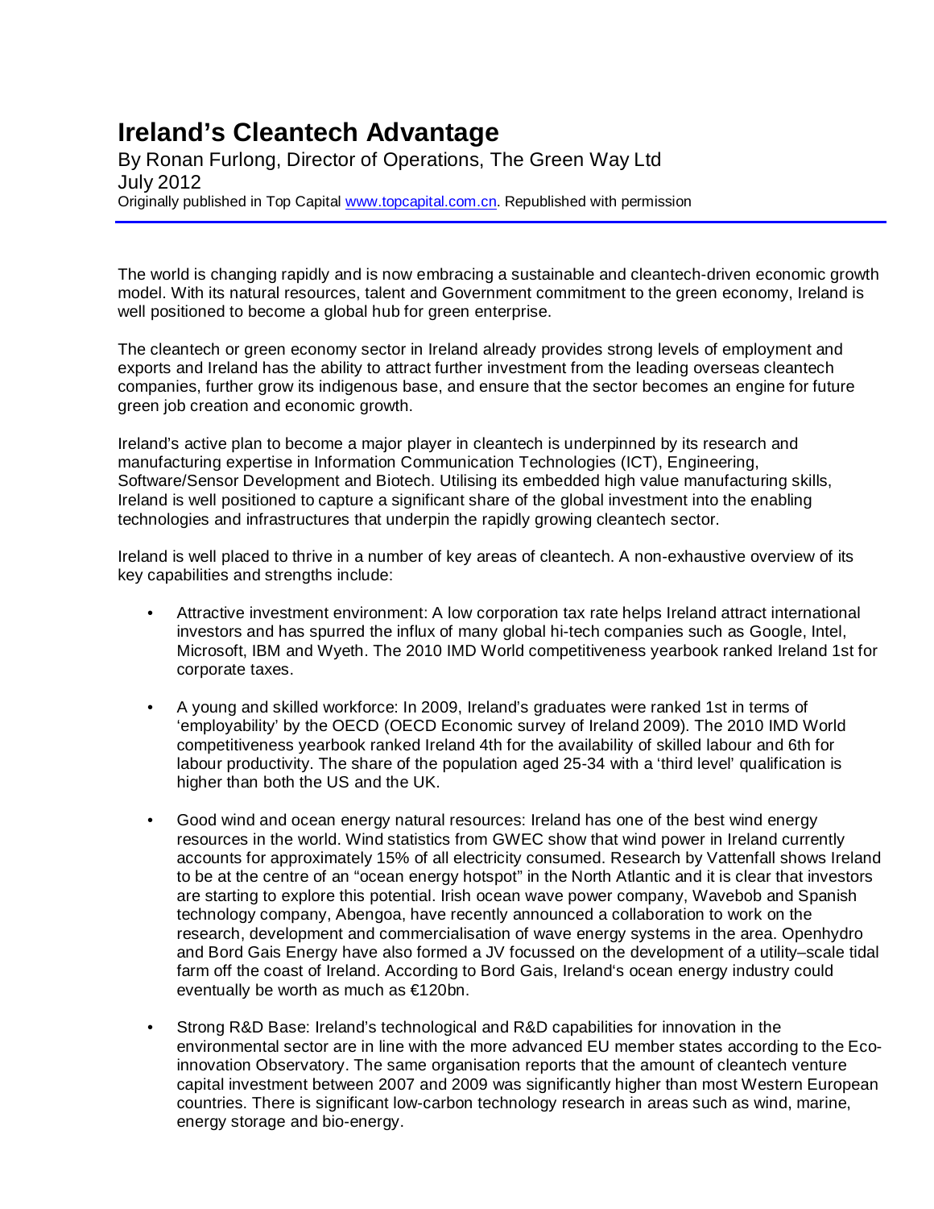# Ireland's Cleantech Advantage

By Ronan Furlong, Director of Operations, The Green Way Ltd
July 2012
Originally published in Top Capital www.topcapital.com.cn. Republished with permission

The world is changing rapidly and is now embracing a sustainable and cleantech-driven economic growth model. With its natural resources, talent and Government commitment to the green economy, Ireland is well positioned to become a global hub for green enterprise.

The cleantech or green economy sector in Ireland already provides strong levels of employment and exports and Ireland has the ability to attract further investment from the leading overseas cleantech companies, further grow its indigenous base, and ensure that the sector becomes an engine for future green job creation and economic growth.

Ireland's active plan to become a major player in cleantech is underpinned by its research and manufacturing expertise in Information Communication Technologies (ICT), Engineering, Software/Sensor Development and Biotech. Utilising its embedded high value manufacturing skills, Ireland is well positioned to capture a significant share of the global investment into the enabling technologies and infrastructures that underpin the rapidly growing cleantech sector.

Ireland is well placed to thrive in a number of key areas of cleantech. A non-exhaustive overview of its key capabilities and strengths include:

- Attractive investment environment: A low corporation tax rate helps Ireland attract international investors and has spurred the influx of many global hi-tech companies such as Google, Intel, Microsoft, IBM and Wyeth. The 2010 IMD World competitiveness yearbook ranked Ireland 1st for corporate taxes.

- A young and skilled workforce: In 2009, Ireland's graduates were ranked 1st in terms of 'employability' by the OECD (OECD Economic survey of Ireland 2009). The 2010 IMD World competitiveness yearbook ranked Ireland 4th for the availability of skilled labour and 6th for labour productivity. The share of the population aged 25-34 with a 'third level' qualification is higher than both the US and the UK.

- Good wind and ocean energy natural resources: Ireland has one of the best wind energy resources in the world. Wind statistics from GWEC show that wind power in Ireland currently accounts for approximately 15% of all electricity consumed. Research by Vattenfall shows Ireland to be at the centre of an "ocean energy hotspot" in the North Atlantic and it is clear that investors are starting to explore this potential. Irish ocean wave power company, Wavebob and Spanish technology company, Abengoa, have recently announced a collaboration to work on the research, development and commercialisation of wave energy systems in the area. Openhydro and Bord Gais Energy have also formed a JV focussed on the development of a utility–scale tidal farm off the coast of Ireland. According to Bord Gais, Ireland's ocean energy industry could eventually be worth as much as €120bn.

- Strong R&D Base: Ireland's technological and R&D capabilities for innovation in the environmental sector are in line with the more advanced EU member states according to the Eco-innovation Observatory. The same organisation reports that the amount of cleantech venture capital investment between 2007 and 2009 was significantly higher than most Western European countries. There is significant low-carbon technology research in areas such as wind, marine, energy storage and bio-energy.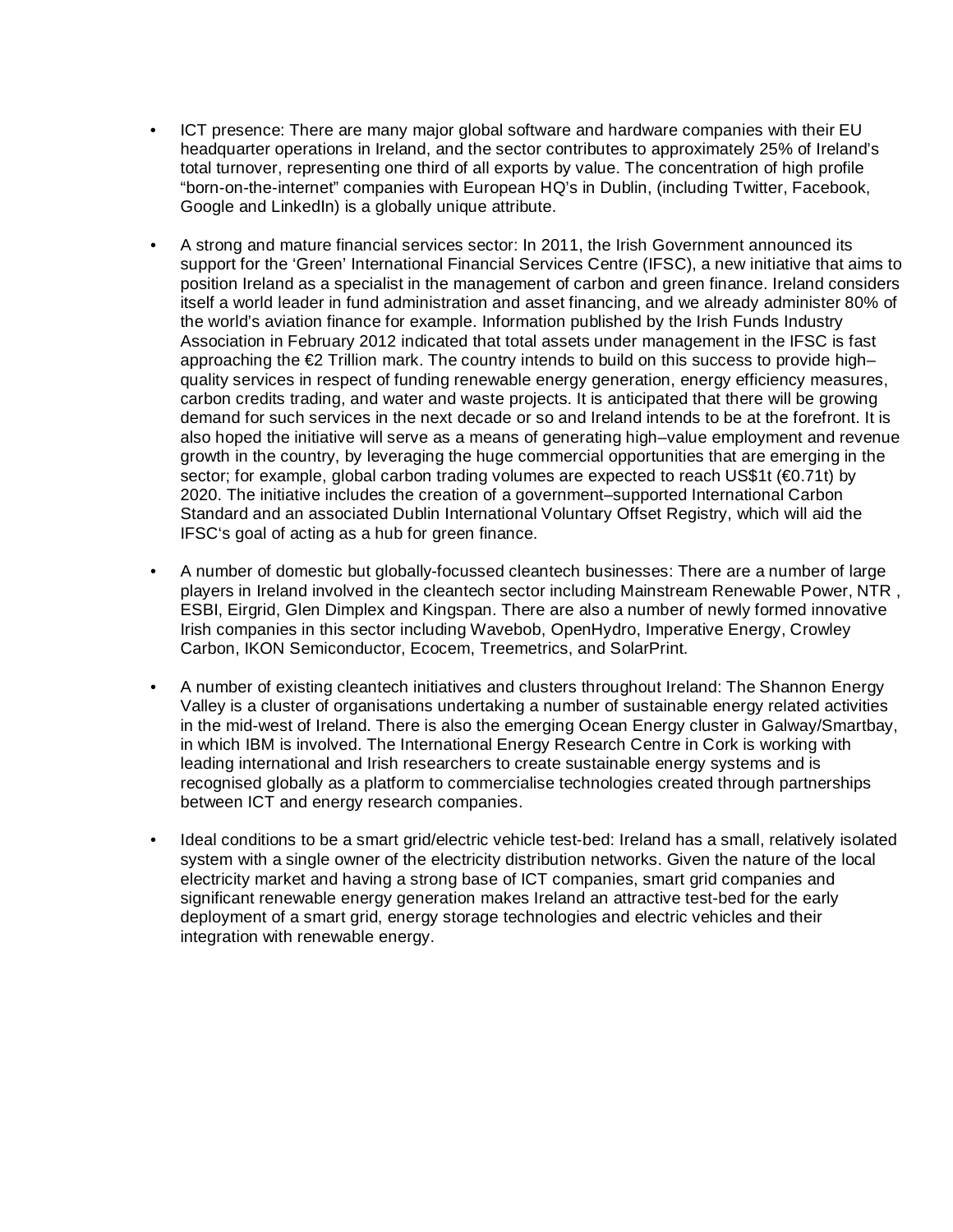- ICT presence: There are many major global software and hardware companies with their EU headquarter operations in Ireland, and the sector contributes to approximately 25% of Ireland's total turnover, representing one third of all exports by value. The concentration of high profile "born-on-the-internet" companies with European HQ's in Dublin, (including Twitter, Facebook, Google and LinkedIn) is a globally unique attribute.

- A strong and mature financial services sector: In 2011, the Irish Government announced its support for the 'Green' International Financial Services Centre (IFSC), a new initiative that aims to position Ireland as a specialist in the management of carbon and green finance. Ireland considers itself a world leader in fund administration and asset financing, and we already administer 80% of the world's aviation finance for example. Information published by the Irish Funds Industry Association in February 2012 indicated that total assets under management in the IFSC is fast approaching the €2 Trillion mark. The country intends to build on this success to provide high–quality services in respect of funding renewable energy generation, energy efficiency measures, carbon credits trading, and water and waste projects. It is anticipated that there will be growing demand for such services in the next decade or so and Ireland intends to be at the forefront. It is also hoped the initiative will serve as a means of generating high–value employment and revenue growth in the country, by leveraging the huge commercial opportunities that are emerging in the sector; for example, global carbon trading volumes are expected to reach US$1t (€0.71t) by 2020. The initiative includes the creation of a government–supported International Carbon Standard and an associated Dublin International Voluntary Offset Registry, which will aid the IFSC's goal of acting as a hub for green finance.

- A number of domestic but globally-focussed cleantech businesses: There are a number of large players in Ireland involved in the cleantech sector including Mainstream Renewable Power, NTR , ESBI, Eirgrid, Glen Dimplex and Kingspan. There are also a number of newly formed innovative Irish companies in this sector including Wavebob, OpenHydro, Imperative Energy, Crowley Carbon, IKON Semiconductor, Ecocem, Treemetrics, and SolarPrint.

- A number of existing cleantech initiatives and clusters throughout Ireland: The Shannon Energy Valley is a cluster of organisations undertaking a number of sustainable energy related activities in the mid-west of Ireland. There is also the emerging Ocean Energy cluster in Galway/Smartbay, in which IBM is involved. The International Energy Research Centre in Cork is working with leading international and Irish researchers to create sustainable energy systems and is recognised globally as a platform to commercialise technologies created through partnerships between ICT and energy research companies.

- Ideal conditions to be a smart grid/electric vehicle test-bed: Ireland has a small, relatively isolated system with a single owner of the electricity distribution networks. Given the nature of the local electricity market and having a strong base of ICT companies, smart grid companies and significant renewable energy generation makes Ireland an attractive test-bed for the early deployment of a smart grid, energy storage technologies and electric vehicles and their integration with renewable energy.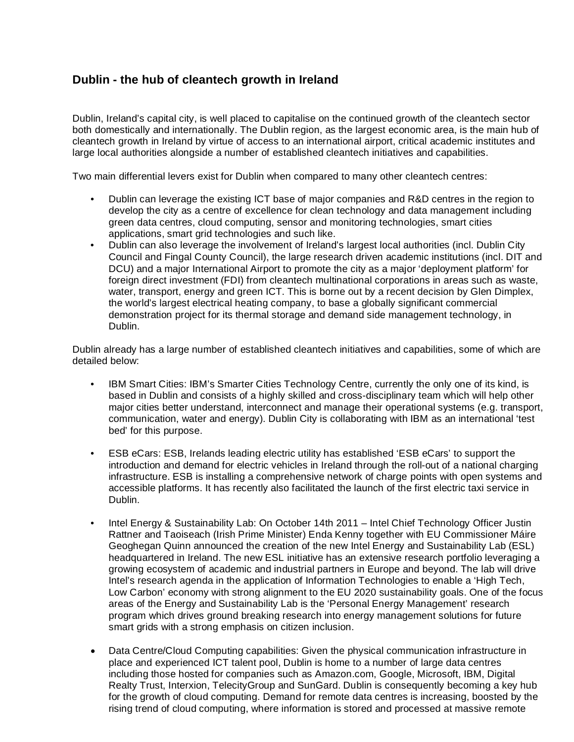## Dublin - the hub of cleantech growth in Ireland

Dublin, Ireland's capital city, is well placed to capitalise on the continued growth of the cleantech sector both domestically and internationally. The Dublin region, as the largest economic area, is the main hub of cleantech growth in Ireland by virtue of access to an international airport, critical academic institutes and large local authorities alongside a number of established cleantech initiatives and capabilities.

Two main differential levers exist for Dublin when compared to many other cleantech centres:

- Dublin can leverage the existing ICT base of major companies and R&D centres in the region to develop the city as a centre of excellence for clean technology and data management including green data centres, cloud computing, sensor and monitoring technologies, smart cities applications, smart grid technologies and such like.
- Dublin can also leverage the involvement of Ireland's largest local authorities (incl. Dublin City Council and Fingal County Council), the large research driven academic institutions (incl. DIT and DCU) and a major International Airport to promote the city as a major 'deployment platform' for foreign direct investment (FDI) from cleantech multinational corporations in areas such as waste, water, transport, energy and green ICT. This is borne out by a recent decision by Glen Dimplex, the world's largest electrical heating company, to base a globally significant commercial demonstration project for its thermal storage and demand side management technology, in Dublin.

Dublin already has a large number of established cleantech initiatives and capabilities, some of which are detailed below:

- IBM Smart Cities: IBM's Smarter Cities Technology Centre, currently the only one of its kind, is based in Dublin and consists of a highly skilled and cross-disciplinary team which will help other major cities better understand, interconnect and manage their operational systems (e.g. transport, communication, water and energy). Dublin City is collaborating with IBM as an international 'test bed' for this purpose.

- ESB eCars: ESB, Irelands leading electric utility has established 'ESB eCars' to support the introduction and demand for electric vehicles in Ireland through the roll-out of a national charging infrastructure. ESB is installing a comprehensive network of charge points with open systems and accessible platforms. It has recently also facilitated the launch of the first electric taxi service in Dublin.

- Intel Energy & Sustainability Lab: On October 14th 2011 – Intel Chief Technology Officer Justin Rattner and Taoiseach (Irish Prime Minister) Enda Kenny together with EU Commissioner Máire Geoghegan Quinn announced the creation of the new Intel Energy and Sustainability Lab (ESL) headquartered in Ireland. The new ESL initiative has an extensive research portfolio leveraging a growing ecosystem of academic and industrial partners in Europe and beyond. The lab will drive Intel's research agenda in the application of Information Technologies to enable a 'High Tech, Low Carbon' economy with strong alignment to the EU 2020 sustainability goals. One of the focus areas of the Energy and Sustainability Lab is the 'Personal Energy Management' research program which drives ground breaking research into energy management solutions for future smart grids with a strong emphasis on citizen inclusion.

- Data Centre/Cloud Computing capabilities: Given the physical communication infrastructure in place and experienced ICT talent pool, Dublin is home to a number of large data centres including those hosted for companies such as Amazon.com, Google, Microsoft, IBM, Digital Realty Trust, Interxion, TelecityGroup and SunGard. Dublin is consequently becoming a key hub for the growth of cloud computing. Demand for remote data centres is increasing, boosted by the rising trend of cloud computing, where information is stored and processed at massive remote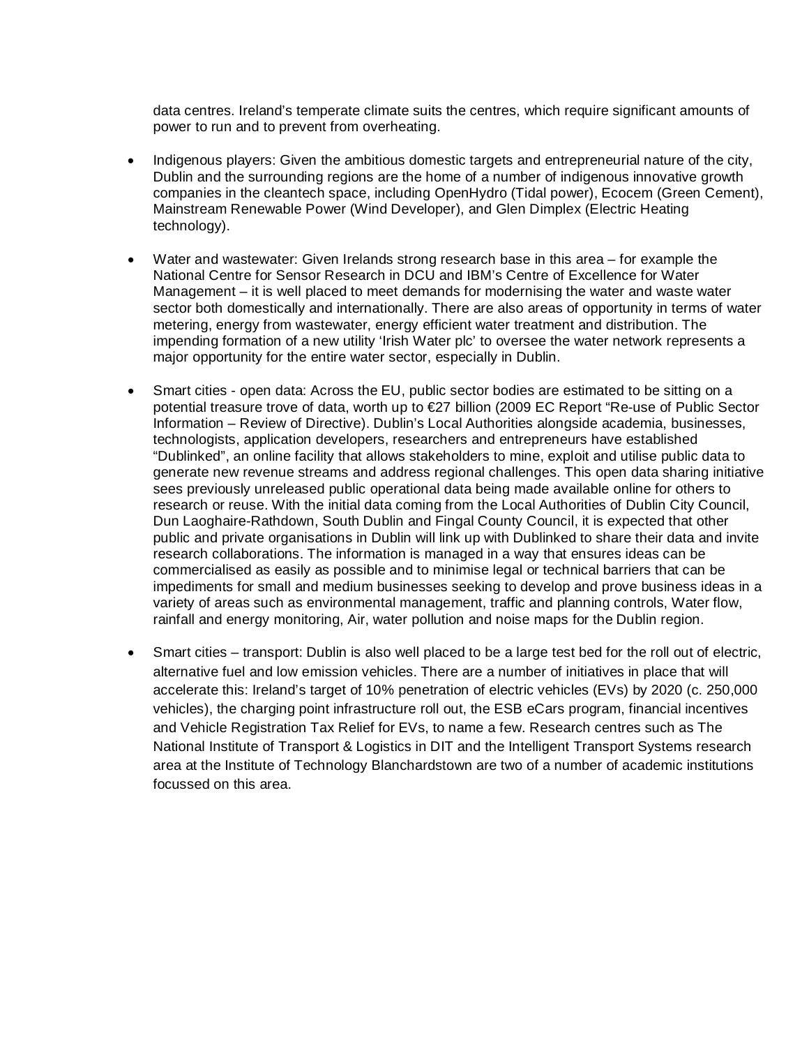data centres. Ireland's temperate climate suits the centres, which require significant amounts of power to run and to prevent from overheating.

- Indigenous players: Given the ambitious domestic targets and entrepreneurial nature of the city, Dublin and the surrounding regions are the home of a number of indigenous innovative growth companies in the cleantech space, including OpenHydro (Tidal power), Ecocem (Green Cement), Mainstream Renewable Power (Wind Developer), and Glen Dimplex (Electric Heating technology).

- Water and wastewater: Given Irelands strong research base in this area – for example the National Centre for Sensor Research in DCU and IBM's Centre of Excellence for Water Management – it is well placed to meet demands for modernising the water and waste water sector both domestically and internationally. There are also areas of opportunity in terms of water metering, energy from wastewater, energy efficient water treatment and distribution. The impending formation of a new utility 'Irish Water plc' to oversee the water network represents a major opportunity for the entire water sector, especially in Dublin.

- Smart cities - open data: Across the EU, public sector bodies are estimated to be sitting on a potential treasure trove of data, worth up to €27 billion (2009 EC Report "Re-use of Public Sector Information – Review of Directive). Dublin's Local Authorities alongside academia, businesses, technologists, application developers, researchers and entrepreneurs have established "Dublinked", an online facility that allows stakeholders to mine, exploit and utilise public data to generate new revenue streams and address regional challenges. This open data sharing initiative sees previously unreleased public operational data being made available online for others to research or reuse. With the initial data coming from the Local Authorities of Dublin City Council, Dun Laoghaire-Rathdown, South Dublin and Fingal County Council, it is expected that other public and private organisations in Dublin will link up with Dublinked to share their data and invite research collaborations. The information is managed in a way that ensures ideas can be commercialised as easily as possible and to minimise legal or technical barriers that can be impediments for small and medium businesses seeking to develop and prove business ideas in a variety of areas such as environmental management, traffic and planning controls, Water flow, rainfall and energy monitoring, Air, water pollution and noise maps for the Dublin region.

- Smart cities – transport: Dublin is also well placed to be a large test bed for the roll out of electric, alternative fuel and low emission vehicles. There are a number of initiatives in place that will accelerate this: Ireland's target of 10% penetration of electric vehicles (EVs) by 2020 (c. 250,000 vehicles), the charging point infrastructure roll out, the ESB eCars program, financial incentives and Vehicle Registration Tax Relief for EVs, to name a few. Research centres such as The National Institute of Transport & Logistics in DIT and the Intelligent Transport Systems research area at the Institute of Technology Blanchardstown are two of a number of academic institutions focussed on this area.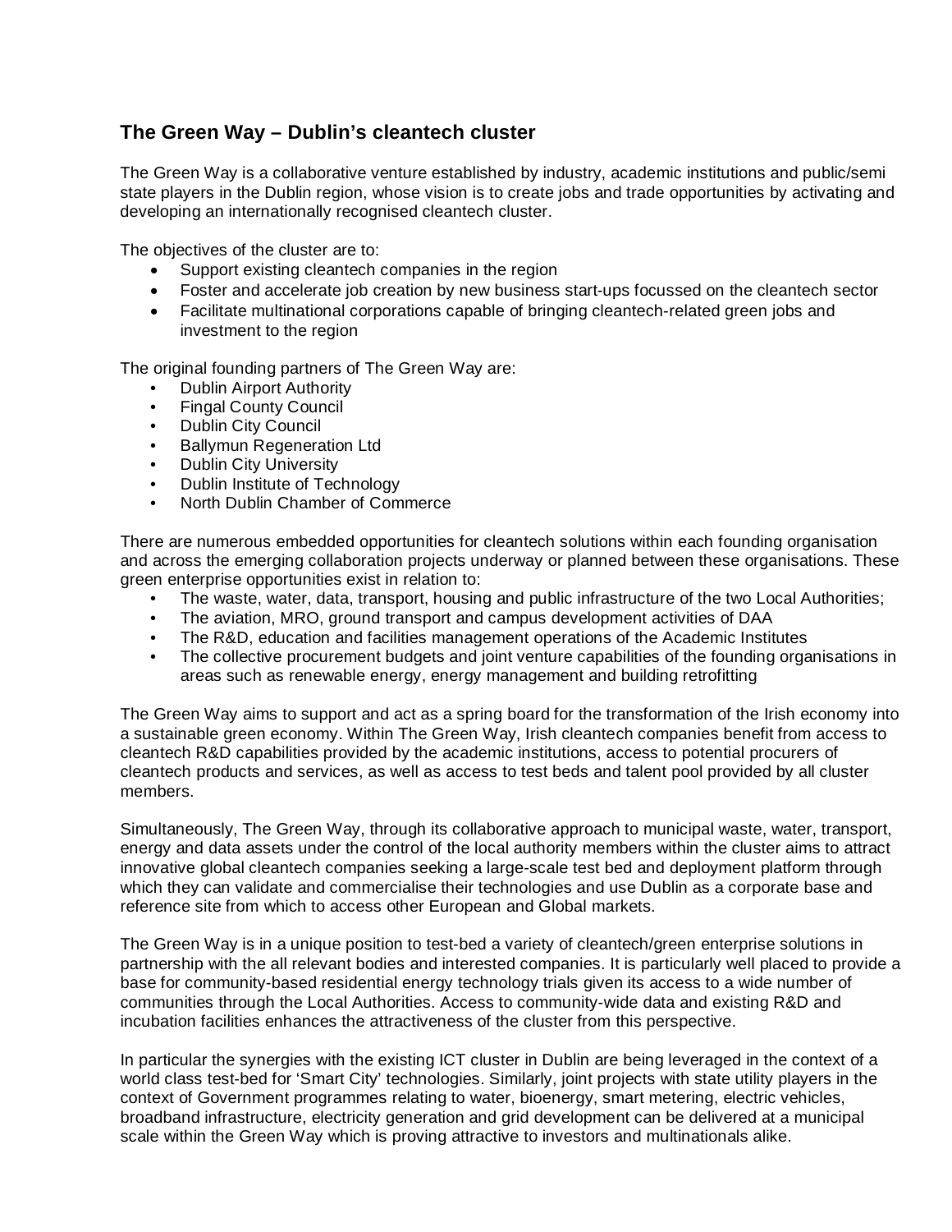## The Green Way – Dublin's cleantech cluster

The Green Way is a collaborative venture established by industry, academic institutions and public/semi state players in the Dublin region, whose vision is to create jobs and trade opportunities by activating and developing an internationally recognised cleantech cluster.

The objectives of the cluster are to:

- Support existing cleantech companies in the region
- Foster and accelerate job creation by new business start-ups focussed on the cleantech sector
- Facilitate multinational corporations capable of bringing cleantech-related green jobs and investment to the region

The original founding partners of The Green Way are:

- Dublin Airport Authority
- Fingal County Council
- Dublin City Council
- Ballymun Regeneration Ltd
- Dublin City University
- Dublin Institute of Technology
- North Dublin Chamber of Commerce

There are numerous embedded opportunities for cleantech solutions within each founding organisation and across the emerging collaboration projects underway or planned between these organisations. These green enterprise opportunities exist in relation to:

- The waste, water, data, transport, housing and public infrastructure of the two Local Authorities;
- The aviation, MRO, ground transport and campus development activities of DAA
- The R&D, education and facilities management operations of the Academic Institutes
- The collective procurement budgets and joint venture capabilities of the founding organisations in areas such as renewable energy, energy management and building retrofitting

The Green Way aims to support and act as a spring board for the transformation of the Irish economy into a sustainable green economy. Within The Green Way, Irish cleantech companies benefit from access to cleantech R&D capabilities provided by the academic institutions, access to potential procurers of cleantech products and services, as well as access to test beds and talent pool provided by all cluster members.

Simultaneously, The Green Way, through its collaborative approach to municipal waste, water, transport, energy and data assets under the control of the local authority members within the cluster aims to attract innovative global cleantech companies seeking a large-scale test bed and deployment platform through which they can validate and commercialise their technologies and use Dublin as a corporate base and reference site from which to access other European and Global markets.

The Green Way is in a unique position to test-bed a variety of cleantech/green enterprise solutions in partnership with the all relevant bodies and interested companies. It is particularly well placed to provide a base for community-based residential energy technology trials given its access to a wide number of communities through the Local Authorities. Access to community-wide data and existing R&D and incubation facilities enhances the attractiveness of the cluster from this perspective.

In particular the synergies with the existing ICT cluster in Dublin are being leveraged in the context of a world class test-bed for 'Smart City' technologies. Similarly, joint projects with state utility players in the context of Government programmes relating to water, bioenergy, smart metering, electric vehicles, broadband infrastructure, electricity generation and grid development can be delivered at a municipal scale within the Green Way which is proving attractive to investors and multinationals alike.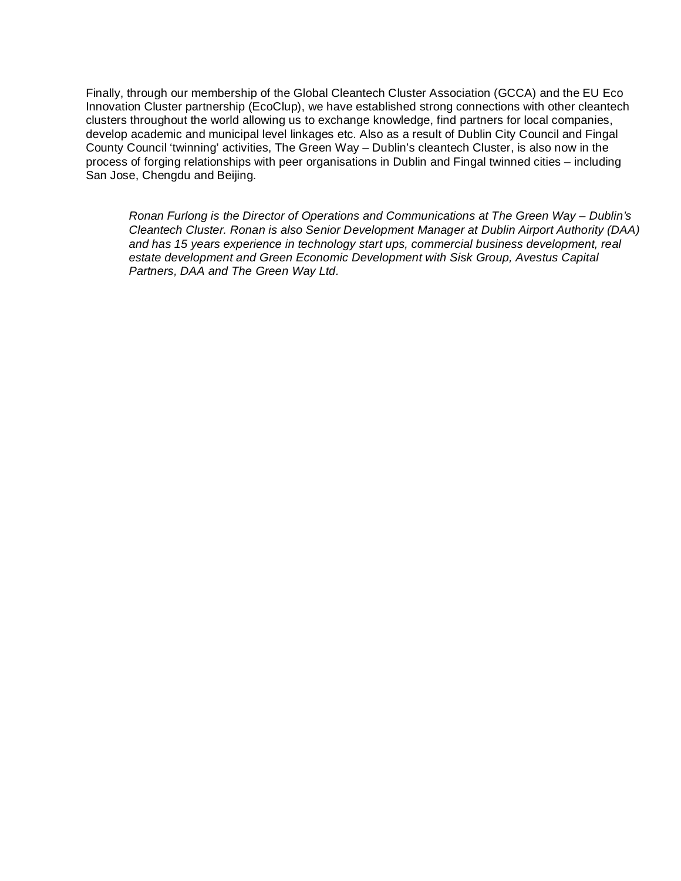Finally, through our membership of the Global Cleantech Cluster Association (GCCA) and the EU Eco Innovation Cluster partnership (EcoClup), we have established strong connections with other cleantech clusters throughout the world allowing us to exchange knowledge, find partners for local companies, develop academic and municipal level linkages etc. Also as a result of Dublin City Council and Fingal County Council 'twinning' activities, The Green Way – Dublin's cleantech Cluster, is also now in the process of forging relationships with peer organisations in Dublin and Fingal twinned cities – including San Jose, Chengdu and Beijing.

*Ronan Furlong is the Director of Operations and Communications at The Green Way – Dublin's Cleantech Cluster. Ronan is also Senior Development Manager at Dublin Airport Authority (DAA) and has 15 years experience in technology start ups, commercial business development, real estate development and Green Economic Development with Sisk Group, Avestus Capital Partners, DAA and The Green Way Ltd.*